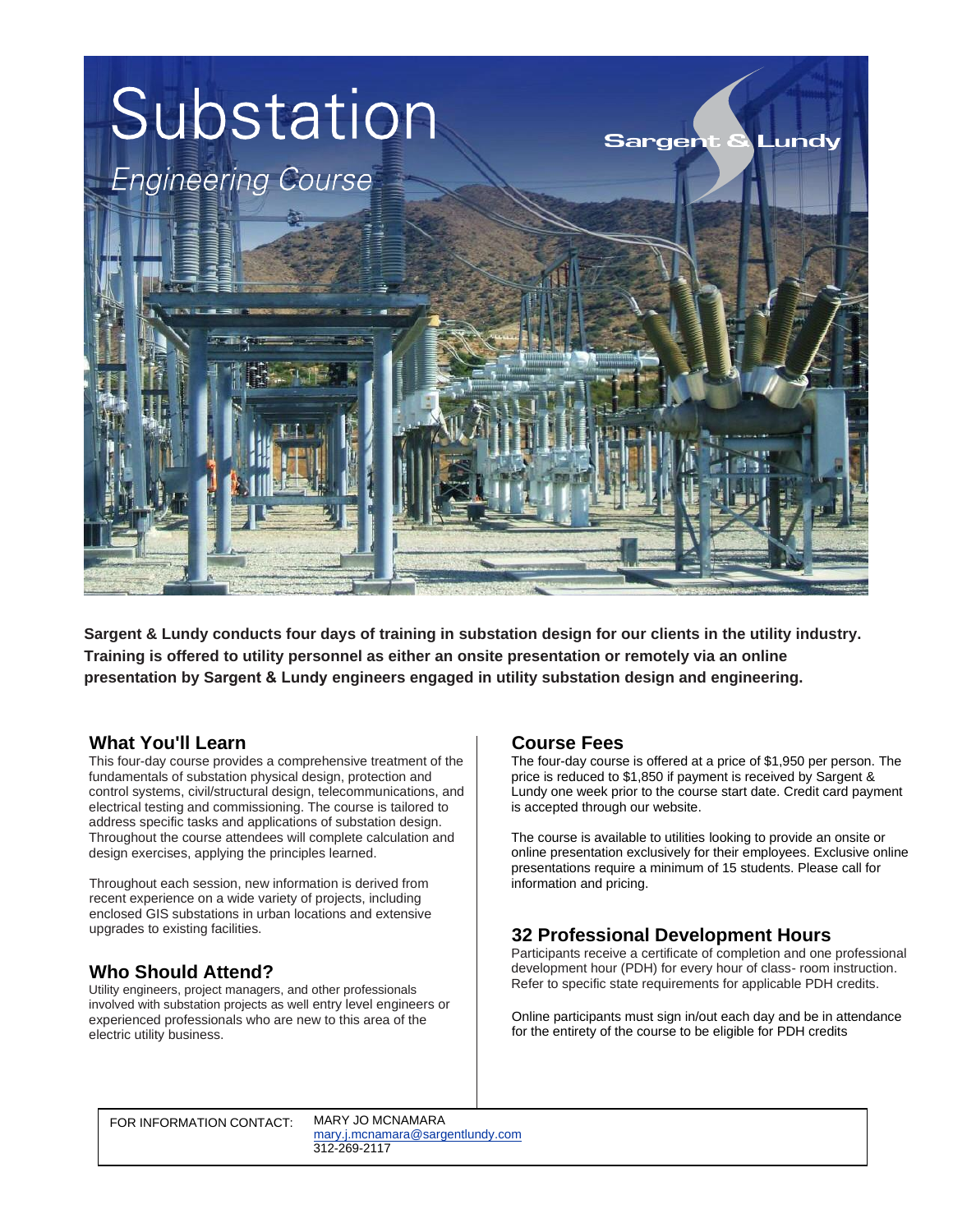# Substation

*Engineering Course*

Sargent & Lundy

**Sargent & Lundy conducts four days of training in substation design for our clients in the utility industry. Training is offered to utility personnel as either an onsite presentation or remotely via an online presentation by Sargent & Lundy engineers engaged in utility substation design and engineering.**

## What You'll Learn

This four-day course provides a comprehensive treatment of the fundamentals of substation physical design, protection and control systems, civil/structural design, telecommunications, and electrical testing and commissioning. The course is tailored to address specific tasks and applications of substation design. Throughout the course attendees will complete calculation and design exercises, applying the principles learned.

Throughout each session, new information is derived from recent experience on a wide variety of projects, including enclosed GIS substations in urban locations and extensive upgrades to existing facilities.

## Who Should Attend?

Utility engineers, project managers, and other professionals involved with substation projects as well entry level engineers or experienced professionals who are new to this area of the electric utility business.

## Course Fees

The four-day course is offered at a price of $1,950 per person. The price is reduced to $1,850 if payment is received by Sargent & Lundy one week prior to the course start date. Credit card payment is accepted through our website.

The course is available to utilities looking to provide an onsite or online presentation exclusively for their employees. Exclusive online presentations require a minimum of 15 students. Please call for information and pricing.

## 32 Professional Development Hours

Participants receive a certificate of completion and one professional development hour (PDH) for every hour of class- room instruction. Refer to specific state requirements for applicable PDH credits.

Online participants must sign in/out each day and be in attendance for the entirety of the course to be eligible for PDH credits

FOR INFORMATION CONTACT: MARY JO MCNAMARA
mary.j.mcnamara@sargentlundy.com
312-269-2117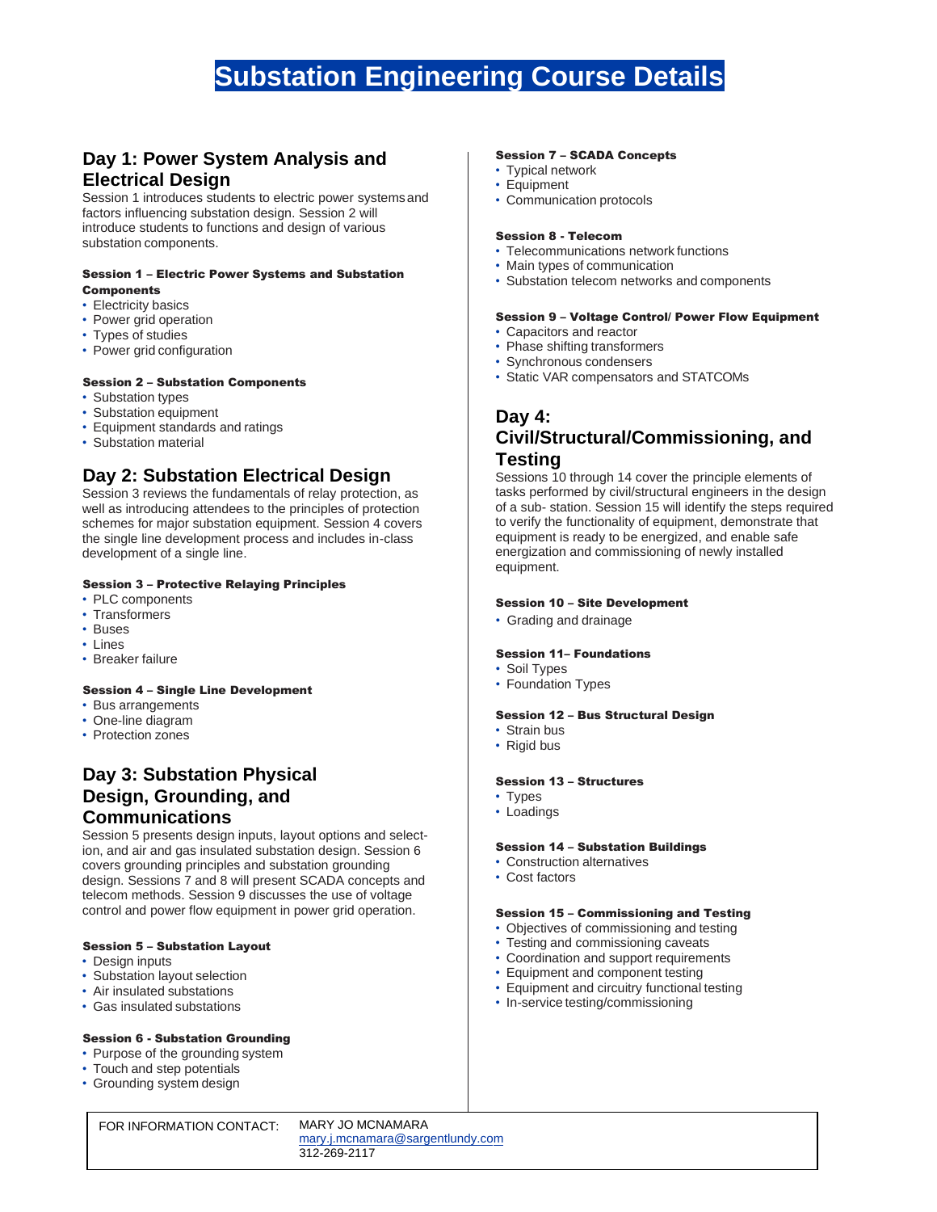# Substation Engineering Course Details

## Day 1: Power System Analysis and Electrical Design

Session 1 introduces students to electric power systems and factors influencing substation design. Session 2 will introduce students to functions and design of various substation components.

#### Session 1 – Electric Power Systems and Substation Components

- Electricity basics
- Power grid operation
- Types of studies
- Power grid configuration

#### Session 2 – Substation Components

- Substation types
- Substation equipment
- Equipment standards and ratings
- Substation material

## Day 2: Substation Electrical Design

Session 3 reviews the fundamentals of relay protection, as well as introducing attendees to the principles of protection schemes for major substation equipment. Session 4 covers the single line development process and includes in-class development of a single line.

#### Session 3 – Protective Relaying Principles

- PLC components
- Transformers
- Buses
- Lines
- Breaker failure

#### Session 4 – Single Line Development

- Bus arrangements
- One-line diagram
- Protection zones

## Day 3: Substation Physical Design, Grounding, and Communications

Session 5 presents design inputs, layout options and select-ion, and air and gas insulated substation design. Session 6 covers grounding principles and substation grounding design. Sessions 7 and 8 will present SCADA concepts and telecom methods. Session 9 discusses the use of voltage control and power flow equipment in power grid operation.

#### Session 5 – Substation Layout

- Design inputs
- Substation layout selection
- Air insulated substations
- Gas insulated substations

#### Session 6 - Substation Grounding

- Purpose of the grounding system
- Touch and step potentials
- Grounding system design

#### Session 7 – SCADA Concepts

- Typical network
- Equipment
- Communication protocols

#### Session 8 - Telecom

- Telecommunications network functions
- Main types of communication
- Substation telecom networks and components

#### Session 9 – Voltage Control/ Power Flow Equipment

- Capacitors and reactor
- Phase shifting transformers
- Synchronous condensers
- Static VAR compensators and STATCOMs

## Day 4: Civil/Structural/Commissioning, and Testing

Sessions 10 through 14 cover the principle elements of tasks performed by civil/structural engineers in the design of a sub- station. Session 15 will identify the steps required to verify the functionality of equipment, demonstrate that equipment is ready to be energized, and enable safe energization and commissioning of newly installed equipment.

#### Session 10 – Site Development

- Grading and drainage

#### Session 11– Foundations

- Soil Types
- Foundation Types

#### Session 12 – Bus Structural Design

- Strain bus
- Rigid bus

#### Session 13 – Structures

- Types
- Loadings

#### Session 14 – Substation Buildings

- Construction alternatives
- Cost factors

#### Session 15 – Commissioning and Testing

- Objectives of commissioning and testing
- Testing and commissioning caveats
- Coordination and support requirements
- Equipment and component testing
- Equipment and circuitry functional testing
- In-service testing/commissioning

FOR INFORMATION CONTACT: MARY JO MCNAMARA
mary.j.mcnamara@sargentlundy.com
312-269-2117